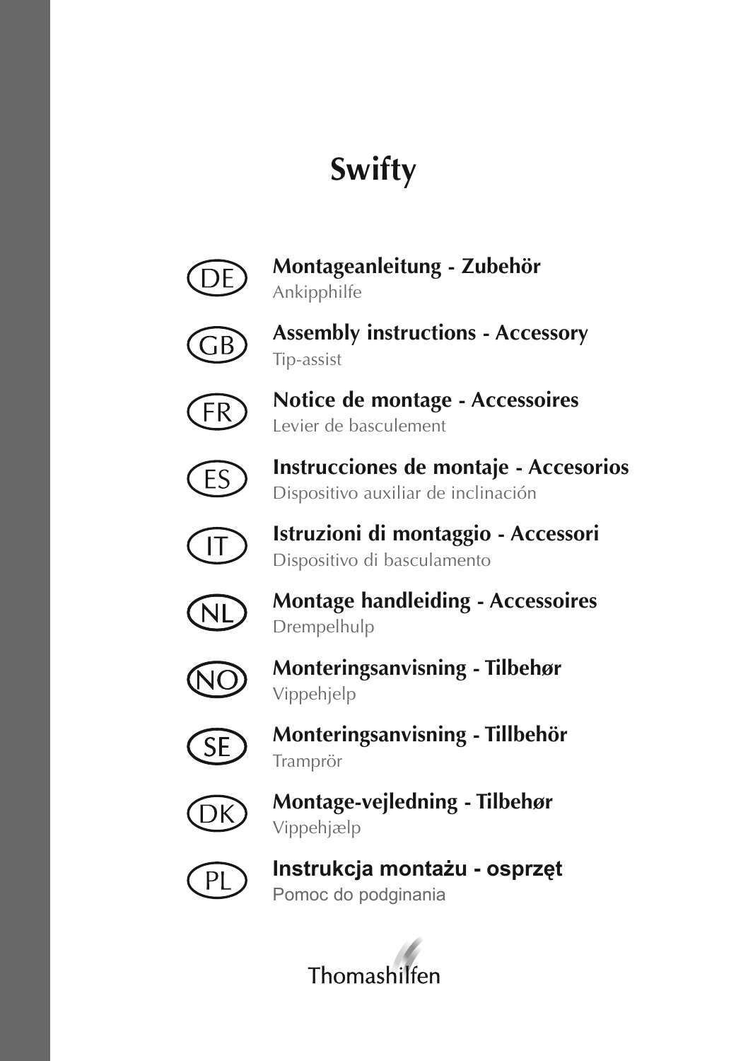# Swifty

DE

**Montageanleitung - Zubehör**
Ankipphilfe

GB

**Assembly instructions - Accessory**
Tip-assist

FR

**Notice de montage - Accessoires**
Levier de basculement

ES

**Instrucciones de montaje - Accesorios**
Dispositivo auxiliar de inclinación

IT

**Istruzioni di montaggio - Accessori**
Dispositivo di basculamento

NL

**Montage handleiding - Accessoires**
Drempelhulp

NO

**Monteringsanvisning - Tilbehør**
Vippehjelp

SE

**Monteringsanvisning - Tillbehör**
Tramprör

DK

**Montage-vejledning - Tilbehør**
Vippehjælp

PL

**Instrukcja montażu - osprzęt**
Pomoc do podginania

Thomashilfen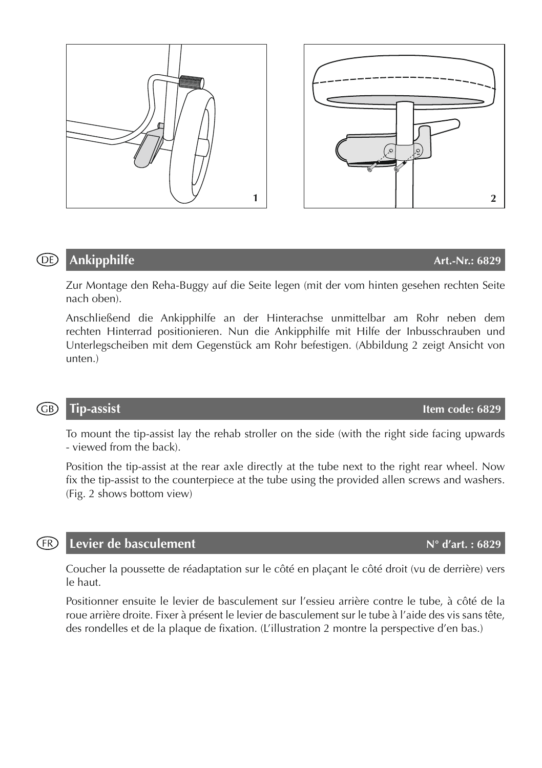1

2

DE

## Ankipphilfe

**Art.-Nr.: 6829**

Zur Montage den Reha-Buggy auf die Seite legen (mit der vom hinten gesehen rechten Seite nach oben).

Anschließend die Ankipphilfe an der Hinterachse unmittelbar am Rohr neben dem rechten Hinterrad positionieren. Nun die Ankipphilfe mit Hilfe der Inbusschrauben und Unterlegscheiben mit dem Gegenstück am Rohr befestigen. (Abbildung 2 zeigt Ansicht von unten.)

GB

## Tip-assist

**Item code: 6829**

To mount the tip-assist lay the rehab stroller on the side (with the right side facing upwards - viewed from the back).

Position the tip-assist at the rear axle directly at the tube next to the right rear wheel. Now fix the tip-assist to the counterpiece at the tube using the provided allen screws and washers. (Fig. 2 shows bottom view)

FR

## Levier de basculement

**N° d'art. : 6829**

Coucher la poussette de réadaptation sur le côté en plaçant le côté droit (vu de derrière) vers le haut.

Positionner ensuite le levier de basculement sur l'essieu arrière contre le tube, à côté de la roue arrière droite. Fixer à présent le levier de basculement sur le tube à l'aide des vis sans tête, des rondelles et de la plaque de fixation. (L'illustration 2 montre la perspective d'en bas.)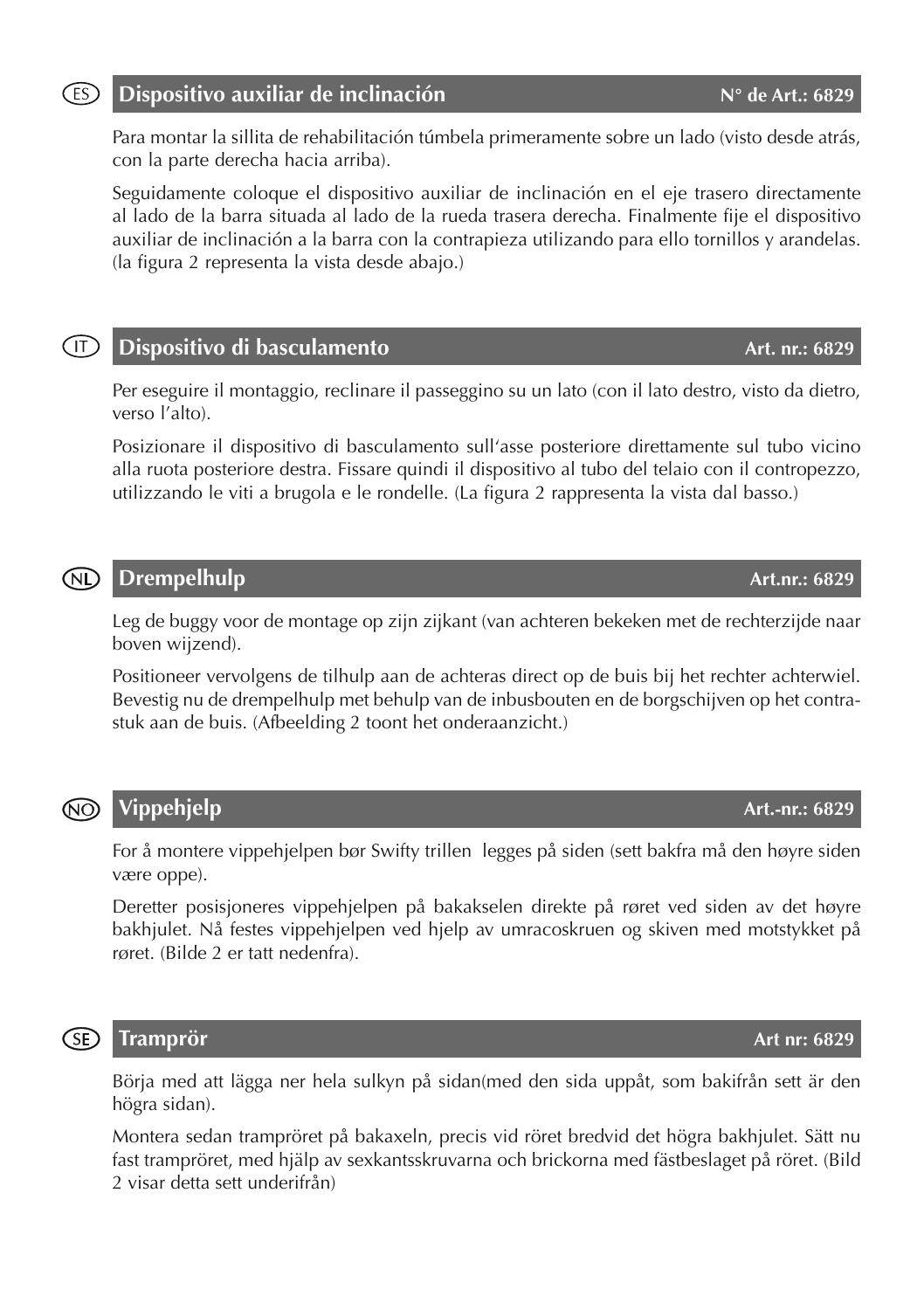ES

## Dispositivo auxiliar de inclinación **N° de Art.: 6829**

Para montar la sillita de rehabilitación túmbela primeramente sobre un lado (visto desde atrás, con la parte derecha hacia arriba).

Seguidamente coloque el dispositivo auxiliar de inclinación en el eje trasero directamente al lado de la barra situada al lado de la rueda trasera derecha. Finalmente fije el dispositivo auxiliar de inclinación a la barra con la contrapieza utilizando para ello tornillos y arandelas. (la figura 2 representa la vista desde abajo.)

IT

## Dispositivo di basculamento **Art. nr.: 6829**

Per eseguire il montaggio, reclinare il passeggino su un lato (con il lato destro, visto da dietro, verso l'alto).

Posizionare il dispositivo di basculamento sull'asse posteriore direttamente sul tubo vicino alla ruota posteriore destra. Fissare quindi il dispositivo al tubo del telaio con il contropezzo, utilizzando le viti a brugola e le rondelle. (La figura 2 rappresenta la vista dal basso.)

NL

## Drempelhulp **Art.nr.: 6829**

Leg de buggy voor de montage op zijn zijkant (van achteren bekeken met de rechterzijde naar boven wijzend).

Positioneer vervolgens de tilhulp aan de achteras direct op de buis bij het rechter achterwiel. Bevestig nu de drempelhulp met behulp van de inbusbouten en de borgschijven op het contra-stuk aan de buis. (Afbeelding 2 toont het onderaanzicht.)

NO

## Vippehjelp **Art.-nr.: 6829**

For å montere vippehjelpen bør Swifty trillen legges på siden (sett bakfra må den høyre siden være oppe).

Deretter posisjoneres vippehjelpen på bakakselen direkte på røret ved siden av det høyre bakhjulet. Nå festes vippehjelpen ved hjelp av umracoskruen og skiven med motstykket på røret. (Bilde 2 er tatt nedenfra).

SE

## Tramprör **Art nr: 6829**

Börja med att lägga ner hela sulkyn på sidan(med den sida uppåt, som bakifrån sett är den högra sidan).

Montera sedan trampröret på bakaxeln, precis vid röret bredvid det högra bakhjulet. Sätt nu fast trampröret, med hjälp av sexkantsskruvarna och brickorna med fästbeslaget på röret. (Bild 2 visar detta sett underifrån)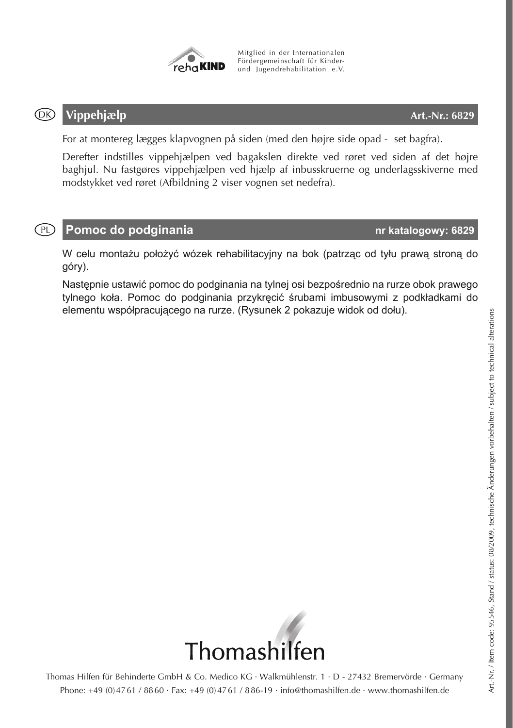Mitglied in der Internationalen Fördergemeinschaft für Kinder- und Jugendrehabilitation e.V.

## DK Vippehjælp — Art.-Nr.: 6829

For at montereg lægges klapvognen på siden (med den højre side opad - set bagfra).

Derefter indstilles vippehjælpen ved bagakslen direkte ved røret ved siden af det højre baghjul. Nu fastgøres vippehjælpen ved hjælp af inbusskruerne og underlagsskiverne med modstykket ved røret (Afbildning 2 viser vognen set nedefra).

## PL Pomoc do podginania — nr katalogowy: 6829

W celu montażu położyć wózek rehabilitacyjny na bok (patrząc od tyłu prawą stroną do góry).

Następnie ustawić pomoc do podginania na tylnej osi bezpośrednio na rurze obok prawego tylnego koła. Pomoc do podginania przykręcić śrubami imbusowymi z podkładkami do elementu współpracującego na rurze. (Rysunek 2 pokazuje widok od dołu).

Thomashilfen

Thomas Hilfen für Behinderte GmbH & Co. Medico KG · Walkmühlenstr. 1 · D - 27432 Bremervörde · Germany
Phone: +49 (0) 47 61 / 88 60 · Fax: +49 (0) 47 61 / 8 86-19 · info@thomashilfen.de · www.thomashilfen.de

Art.-Nr. / Item code: 95546, Stand / status: 08/2009, technische Änderungen vorbehalten / subject to technical alterations